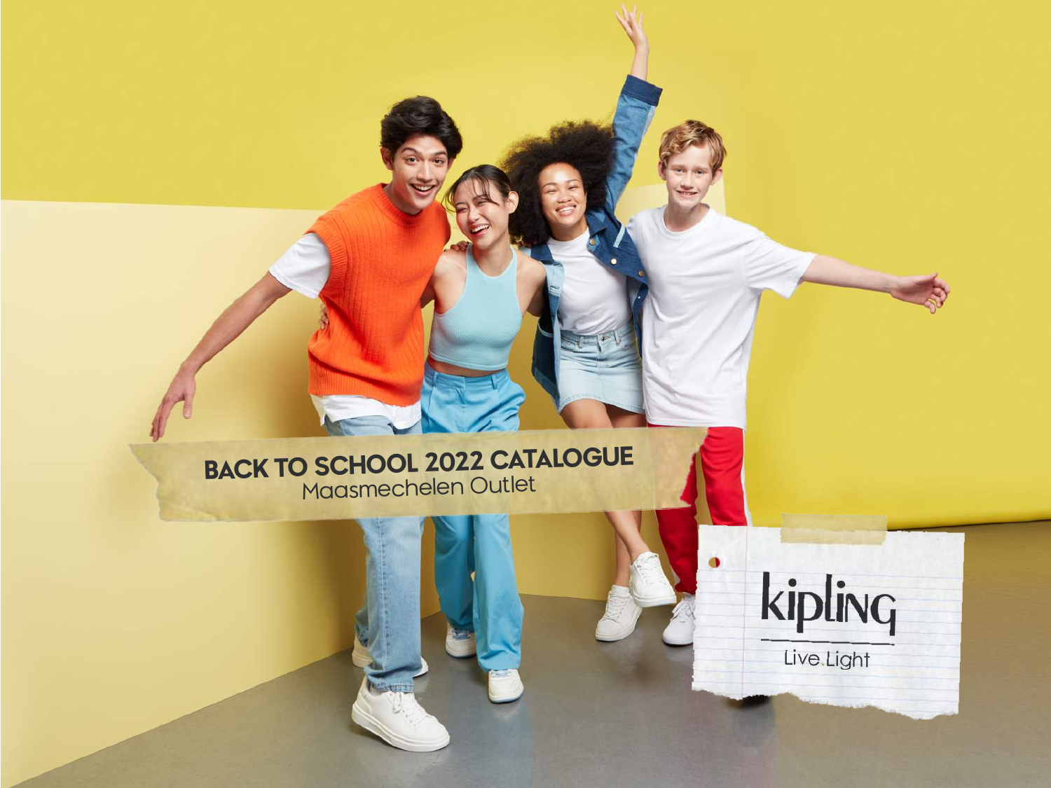# BACK TO SCHOOL 2022 CATALOGUE

Maasmechelen Outlet

kipling

Live Light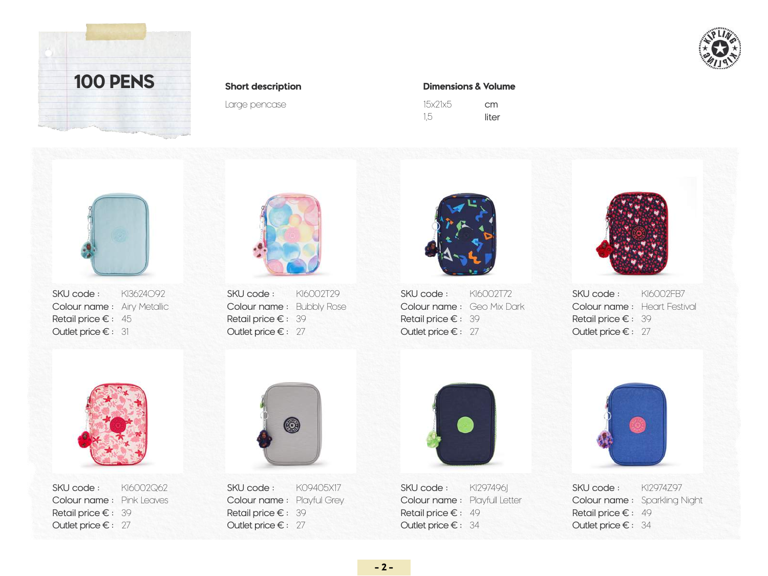# 100 PENS

**Short description**

Large pencase

**Dimensions & Volume**

| | |
|---|---|
| 15x21x5 | cm |
| 1,5 | liter |

SKU code : KI3624O92
Colour name : Airy Metallic
Retail price € : 45
Outlet price € : 31

SKU code : KI6002T29
Colour name : Bubbly Rose
Retail price € : 39
Outlet price € : 27

SKU code : KI6002T72
Colour name : Geo Mix Dark
Retail price € : 39
Outlet price € : 27

SKU code : KI6002FB7
Colour name : Heart Festival
Retail price € : 39
Outlet price € : 27

SKU code : KI6002Q62
Colour name : Pink Leaves
Retail price € : 39
Outlet price € : 27

SKU code : K09405X17
Colour name : Playful Grey
Retail price € : 39
Outlet price € : 27

SKU code : KI297496J
Colour name : Playfull Letter
Retail price € : 49
Outlet price € : 34

SKU code : KI2974Z97
Colour name : Sparkling Night
Retail price € : 49
Outlet price € : 34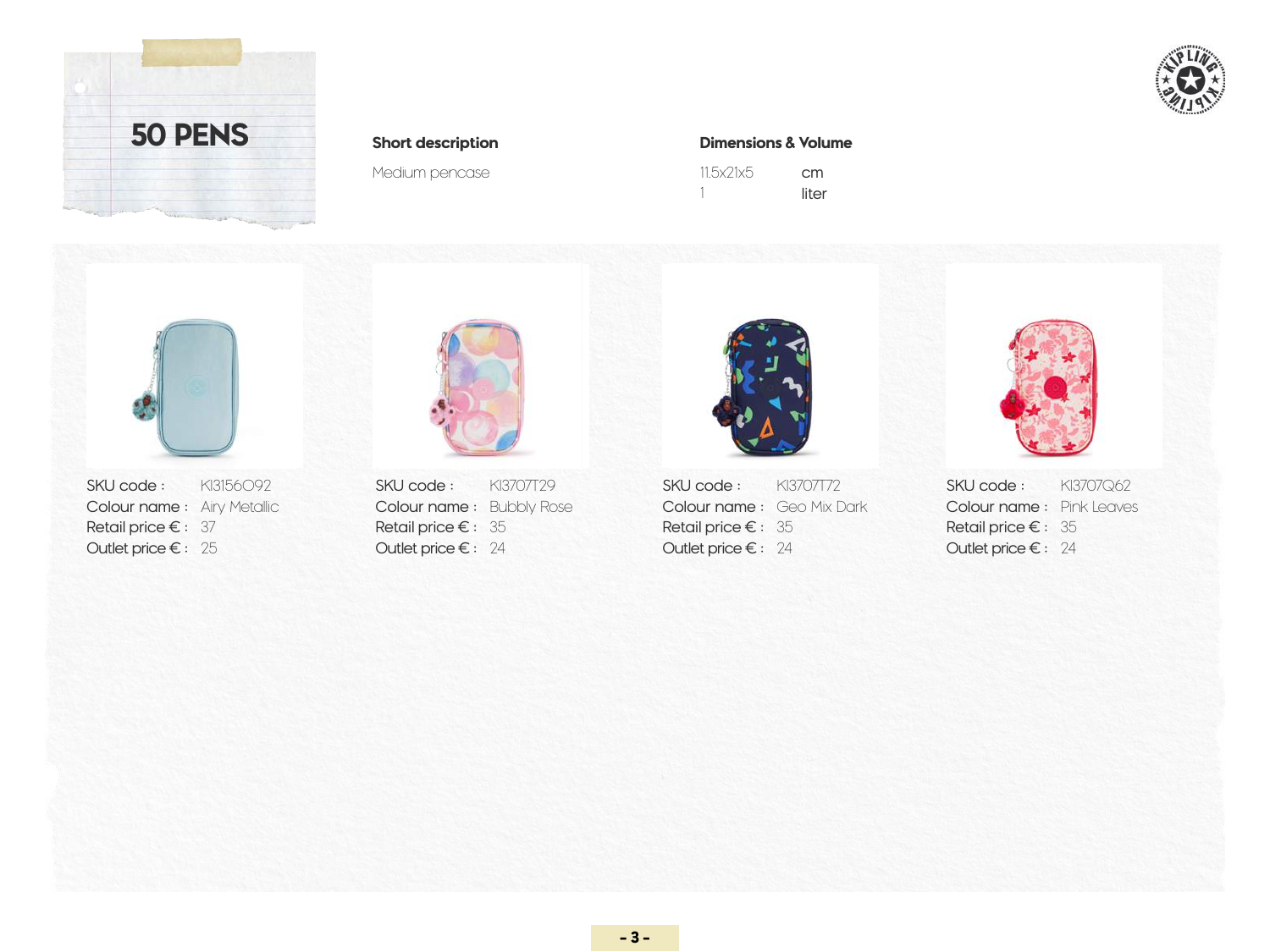# 50 PENS

**Short description**

Medium pencase

**Dimensions & Volume**

| | |
|---|---|
| 11.5x21x5 | cm |
| 1 | liter |

| | | | | |
|---|---|---|---|---|
| SKU code : | KI3156O92 | KI3707T29 | KI3707T72 | KI3707Q62 |
| Colour name : | Airy Metallic | Bubbly Rose | Geo Mix Dark | Pink Leaves |
| Retail price € : | 37 | 35 | 35 | 35 |
| Outlet price € : | 25 | 24 | 24 | 24 |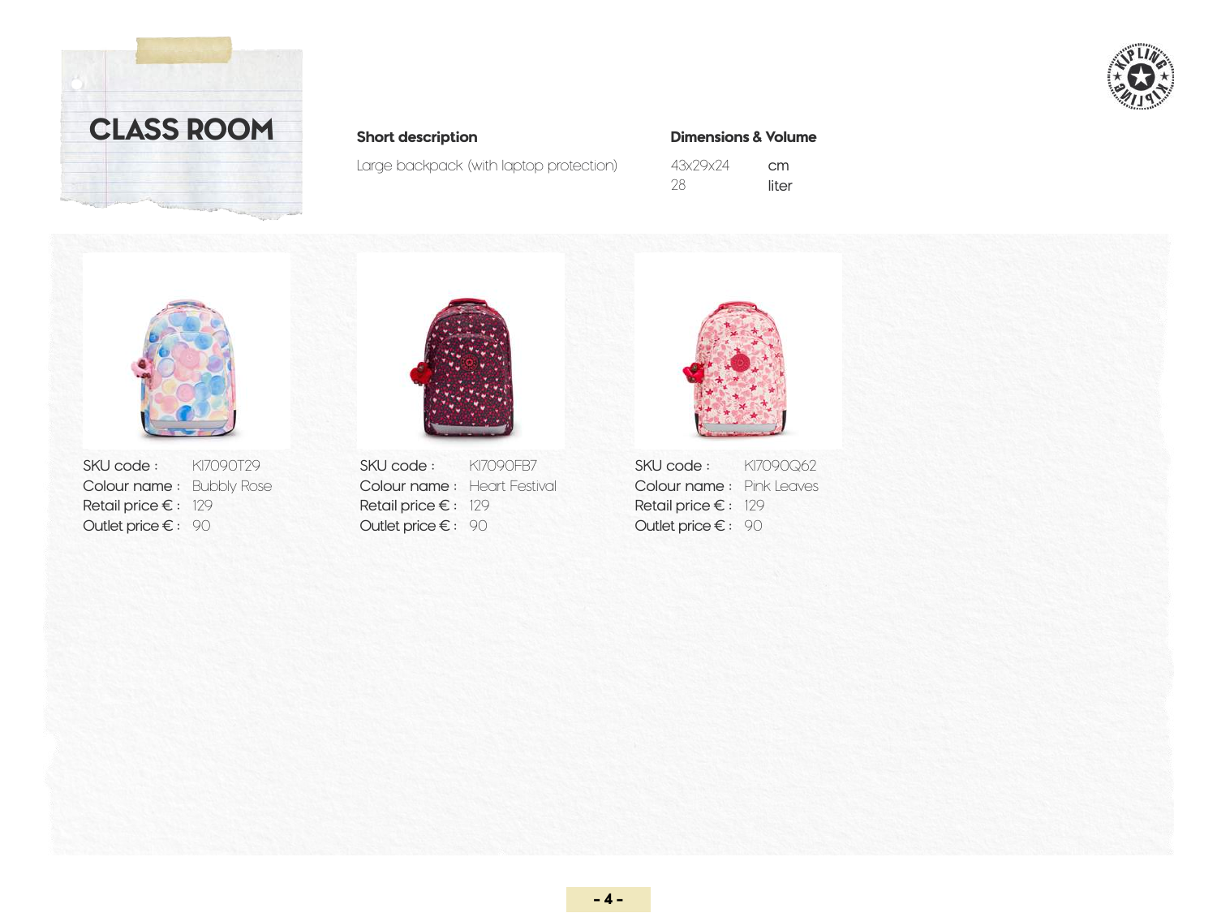# CLASS ROOM

**Short description**

Large backpack (with laptop protection)

**Dimensions & Volume**

| | |
|---|---|
| 43x29x24 | cm |
| 28 | liter |

| | | | |
|---|---|---|---|
| SKU code : | KI7090T29 | | |
| Colour name : | Bubbly Rose | | |
| Retail price € : | 129 | | |
| Outlet price € : | 90 | | |

| | |
|---|---|
| SKU code : | KI7090FB7 |
| Colour name : | Heart Festival |
| Retail price € : | 129 |
| Outlet price € : | 90 |

| | |
|---|---|
| SKU code : | KI7090Q62 |
| Colour name : | Pink Leaves |
| Retail price € : | 129 |
| Outlet price € : | 90 |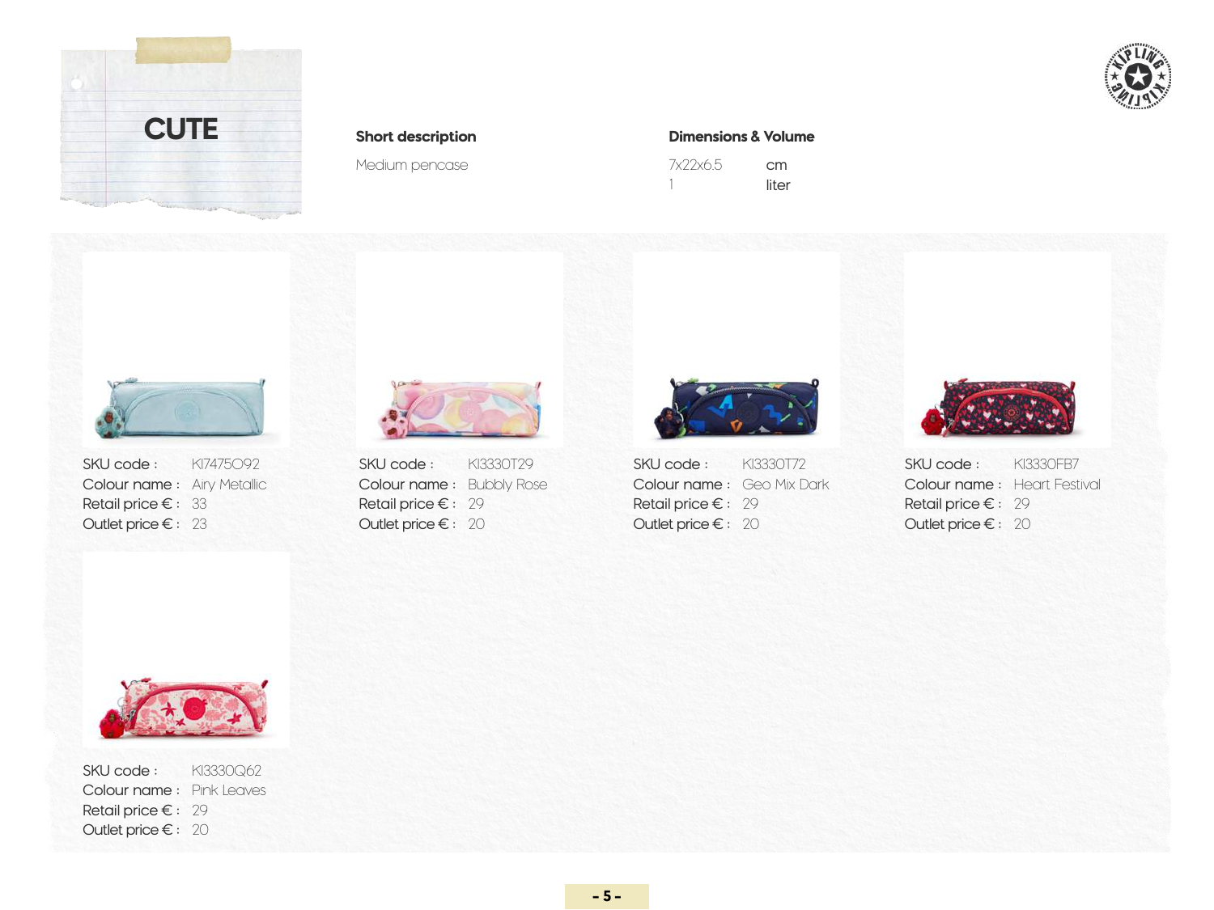# CUTE

**Short description**

Medium pencase

**Dimensions & Volume**

| | |
|---|---|
| 7x22x6.5 | cm |
| 1 | liter |

| SKU code | Colour name | Retail price € | Outlet price € |
|---|---|---|---|
| KI7475O92 | Airy Metallic | 33 | 23 |
| KI3330T29 | Bubbly Rose | 29 | 20 |
| KI3330T72 | Geo Mix Dark | 29 | 20 |
| KI3330FB7 | Heart Festival | 29 | 20 |
| KI3330Q62 | Pink Leaves | 29 | 20 |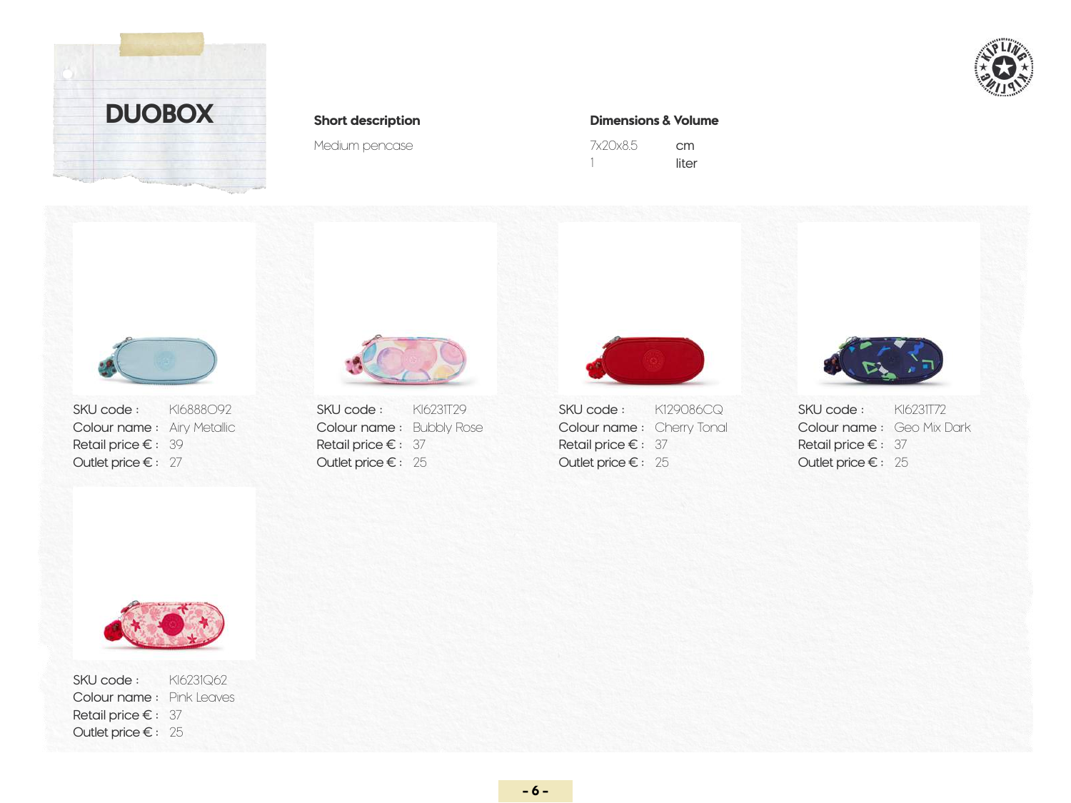# DUOBOX

**Short description**

Medium pencase

**Dimensions & Volume**

| | |
|---|---|
| 7x20x8.5 | cm |
| 1 | liter |

| SKU code | Colour name | Retail price € | Outlet price € |
|---|---|---|---|
| KI6888O92 | Airy Metallic | 39 | 27 |
| KI6231T29 | Bubbly Rose | 37 | 25 |
| KI29086CQ | Cherry Tonal | 37 | 25 |
| KI6231T72 | Geo Mix Dark | 37 | 25 |
| KI6231Q62 | Pink Leaves | 37 | 25 |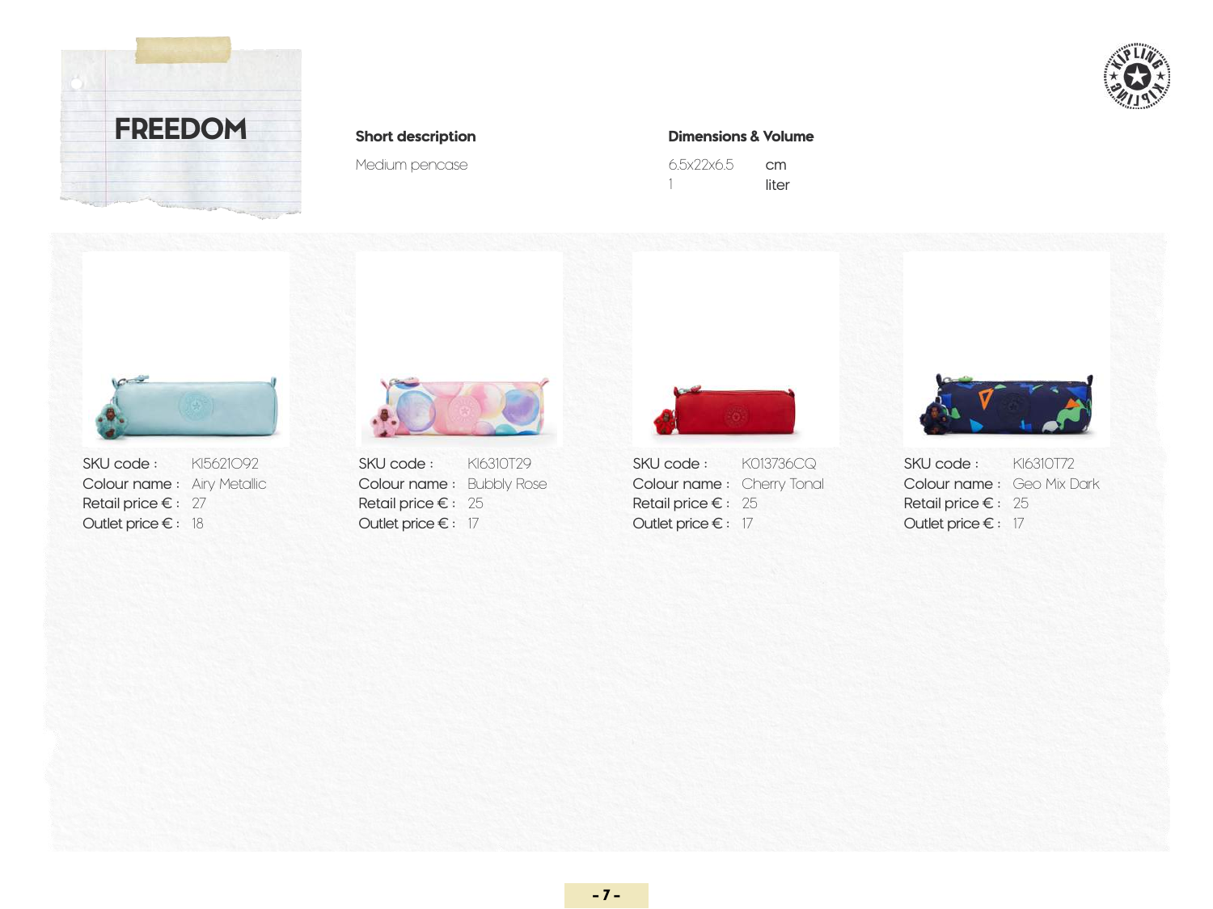# FREEDOM

**Short description**

Medium pencase

**Dimensions & Volume**

6.5x22x6.5 cm
1 liter

| SKU code : | KI5621O92 |
|---|---|
| Colour name : | Airy Metallic |
| Retail price € : | 27 |
| Outlet price € : | 18 |

| SKU code : | KI6310T29 |
|---|---|
| Colour name : | Bubbly Rose |
| Retail price € : | 25 |
| Outlet price € : | 17 |

| SKU code : | K013736CQ |
|---|---|
| Colour name : | Cherry Tonal |
| Retail price € : | 25 |
| Outlet price € : | 17 |

| SKU code : | KI6310T72 |
|---|---|
| Colour name : | Geo Mix Dark |
| Retail price € : | 25 |
| Outlet price € : | 17 |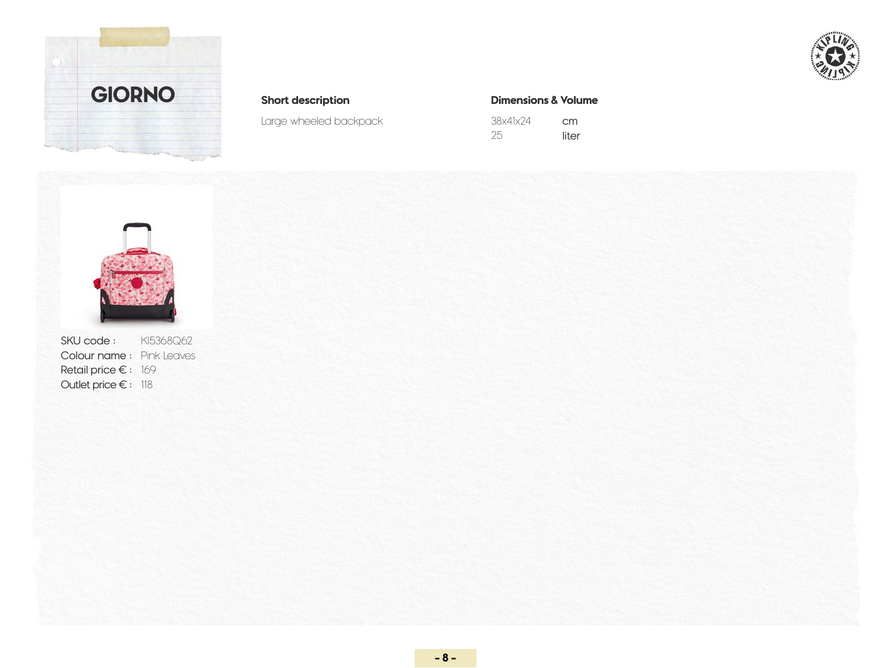# GIORNO

**Short description**

Large wheeled backpack

**Dimensions & Volume**

| | |
|---|---|
| 38x41x24 | cm |
| 25 | liter |

SKU code : KI5368Q62
Colour name : Pink Leaves
Retail price € : 169
Outlet price € : 118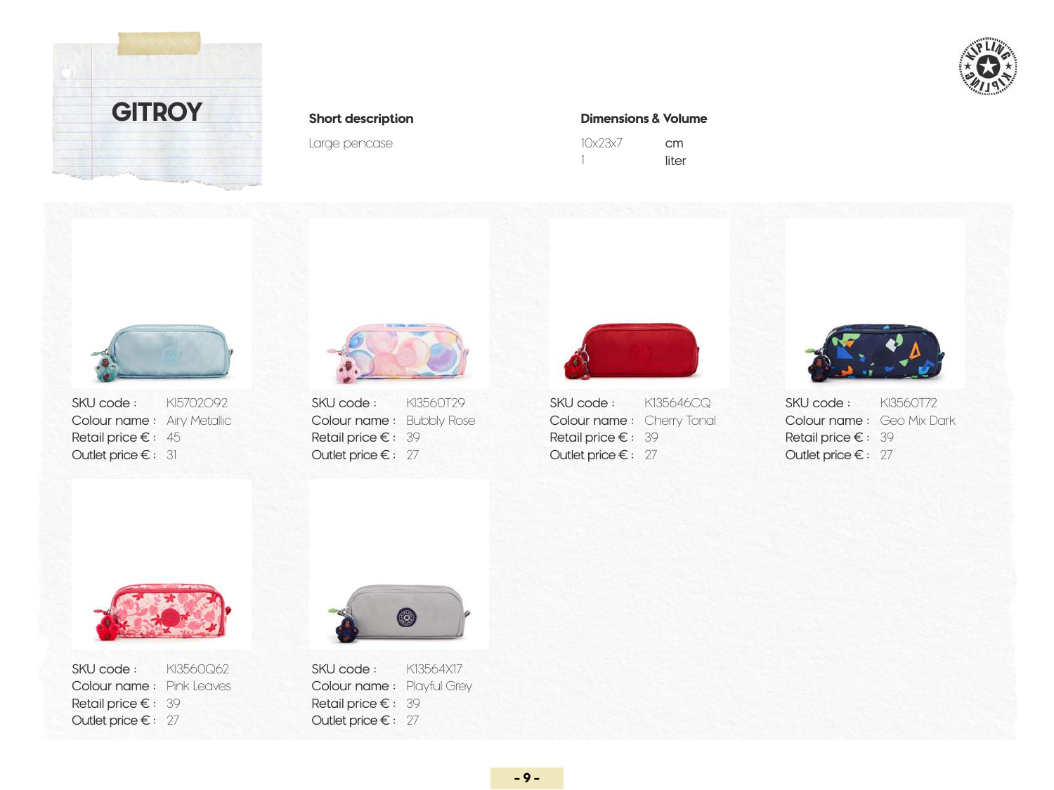# GITROY

**Short description**

Large pencase

**Dimensions & Volume**

| | |
|---|---|
| 10x23x7 | cm |
| 1 | liter |

| SKU code | Colour name | Retail price € | Outlet price € |
|---|---|---|---|
| KI5702O92 | Airy Metallic | 45 | 31 |
| KI3560T29 | Bubbly Rose | 39 | 27 |
| KI35646CQ | Cherry Tonal | 39 | 27 |
| KI3560T72 | Geo Mix Dark | 39 | 27 |
| KI3560Q62 | Pink Leaves | 39 | 27 |
| KI3564X17 | Playful Grey | 39 | 27 |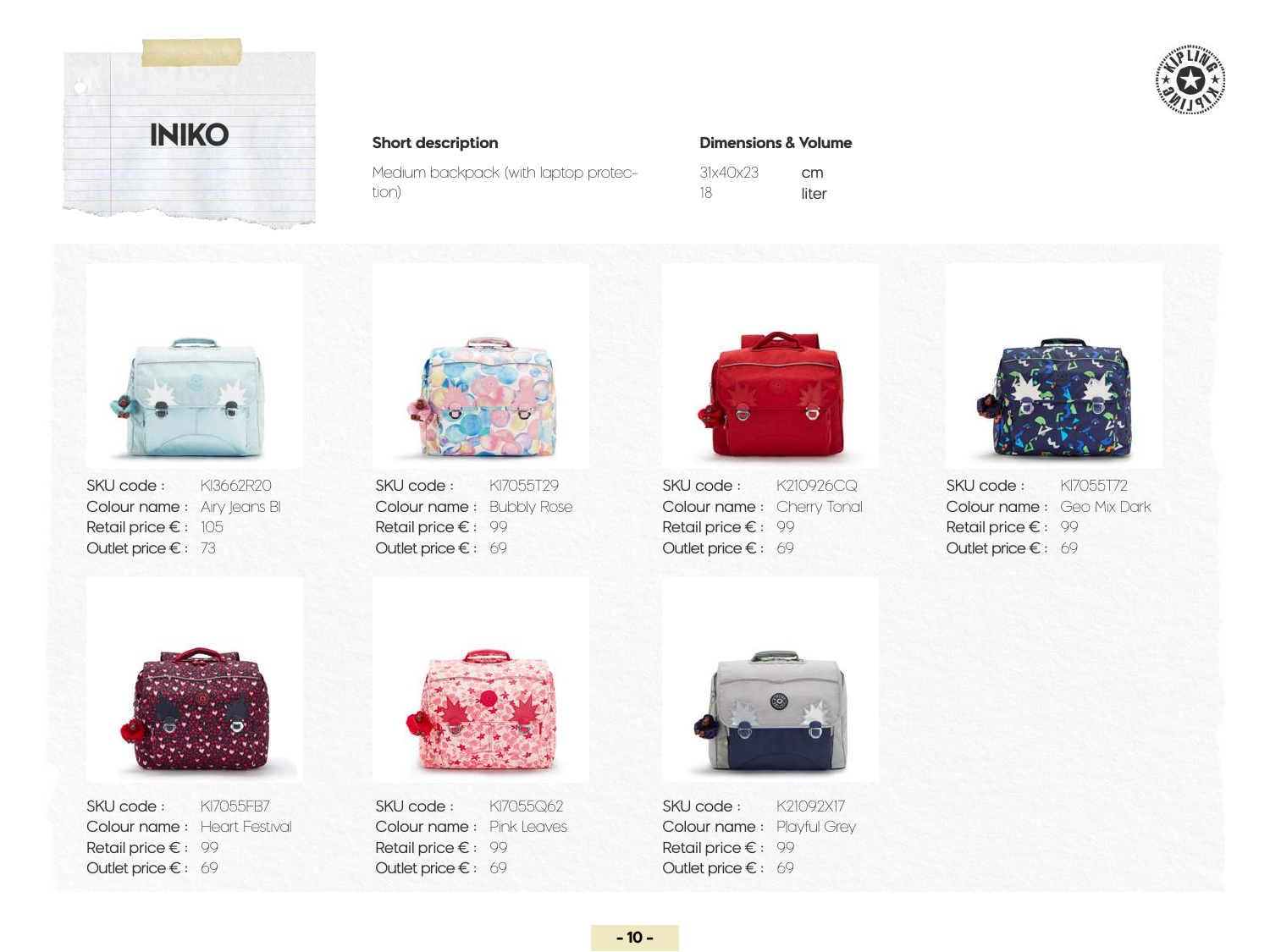# INIKO

**Short description**

Medium backpack (with laptop protection)

**Dimensions & Volume**

| | |
|---|---|
| 31x40x23 | cm |
| 18 | liter |

SKU code : KI3662R20
Colour name : Airy Jeans Bl
Retail price € : 105
Outlet price € : 73

SKU code : KI7055T29
Colour name : Bubbly Rose
Retail price € : 99
Outlet price € : 69

SKU code : K210926CQ
Colour name : Cherry Tonal
Retail price € : 99
Outlet price € : 69

SKU code : KI7055T72
Colour name : Geo Mix Dark
Retail price € : 99
Outlet price € : 69

SKU code : KI7055FB7
Colour name : Heart Festival
Retail price € : 99
Outlet price € : 69

SKU code : KI7055Q62
Colour name : Pink Leaves
Retail price € : 99
Outlet price € : 69

SKU code : K21092X17
Colour name : Playful Grey
Retail price € : 99
Outlet price € : 69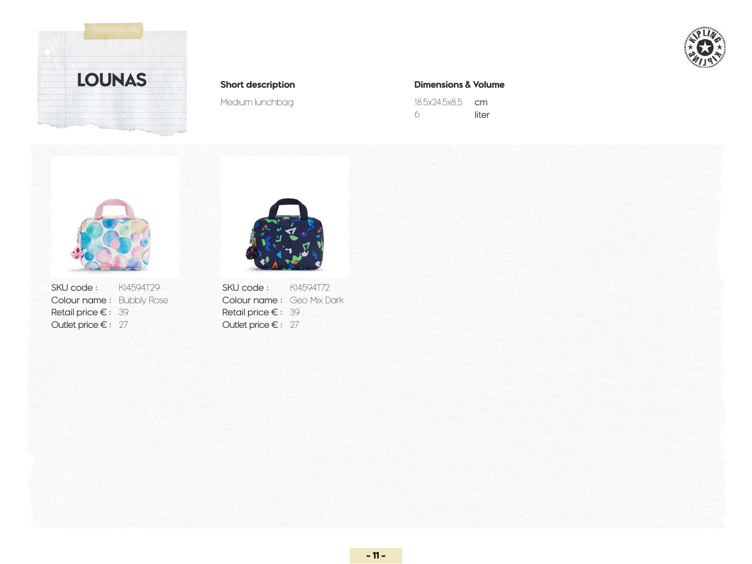# LOUNAS

**Short description**

Medium lunchbag

**Dimensions & Volume**

18.5x24.5x8.5 cm
6 liter

SKU code : KI4594T29
Colour name : Bubbly Rose
Retail price € : 39
Outlet price € : 27

SKU code : KI4594T72
Colour name : Geo Mix Dark
Retail price € : 39
Outlet price € : 27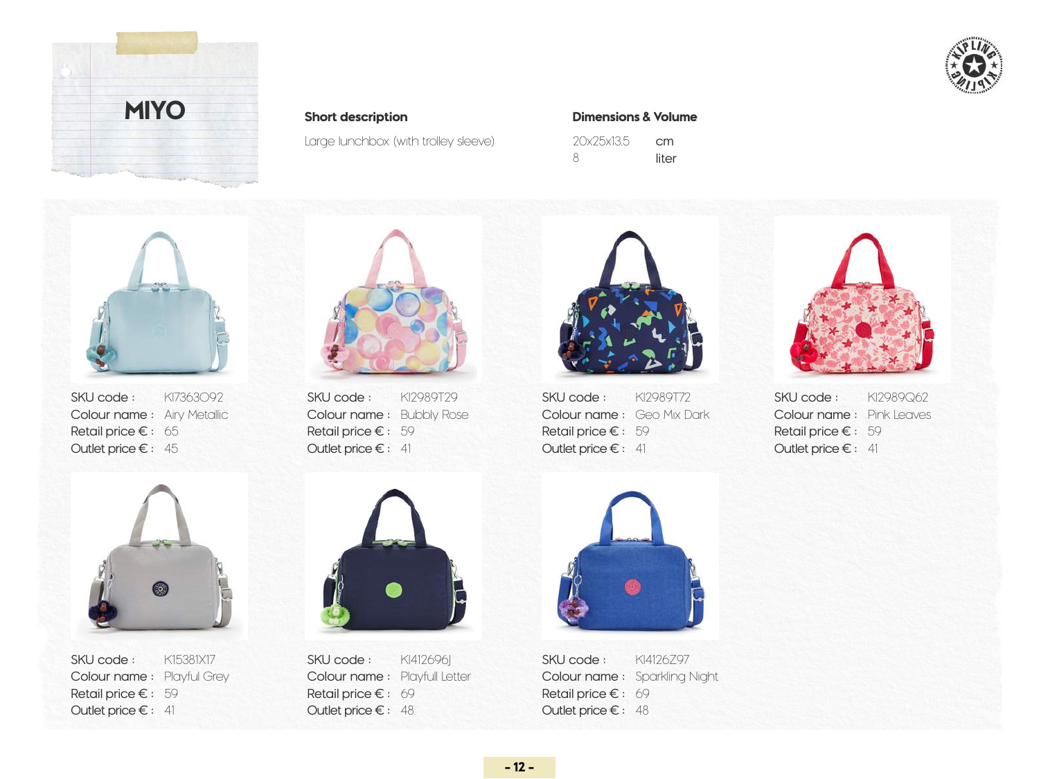# MIYO

**Short description**

Large lunchbox (with trolley sleeve)

**Dimensions & Volume**

| | |
|---|---|
| 20x25x13.5 | cm |
| 8 | liter |

| SKU code | Colour name | Retail price € | Outlet price € |
|---|---|---|---|
| KI7363O92 | Airy Metallic | 65 | 45 |
| KI2989T29 | Bubbly Rose | 59 | 41 |
| KI2989T72 | Geo Mix Dark | 59 | 41 |
| KI2989Q62 | Pink Leaves | 59 | 41 |
| KI5381X17 | Playful Grey | 59 | 41 |
| KI412696J | Playfull Letter | 69 | 48 |
| KI4126Z97 | Sparkling Night | 69 | 48 |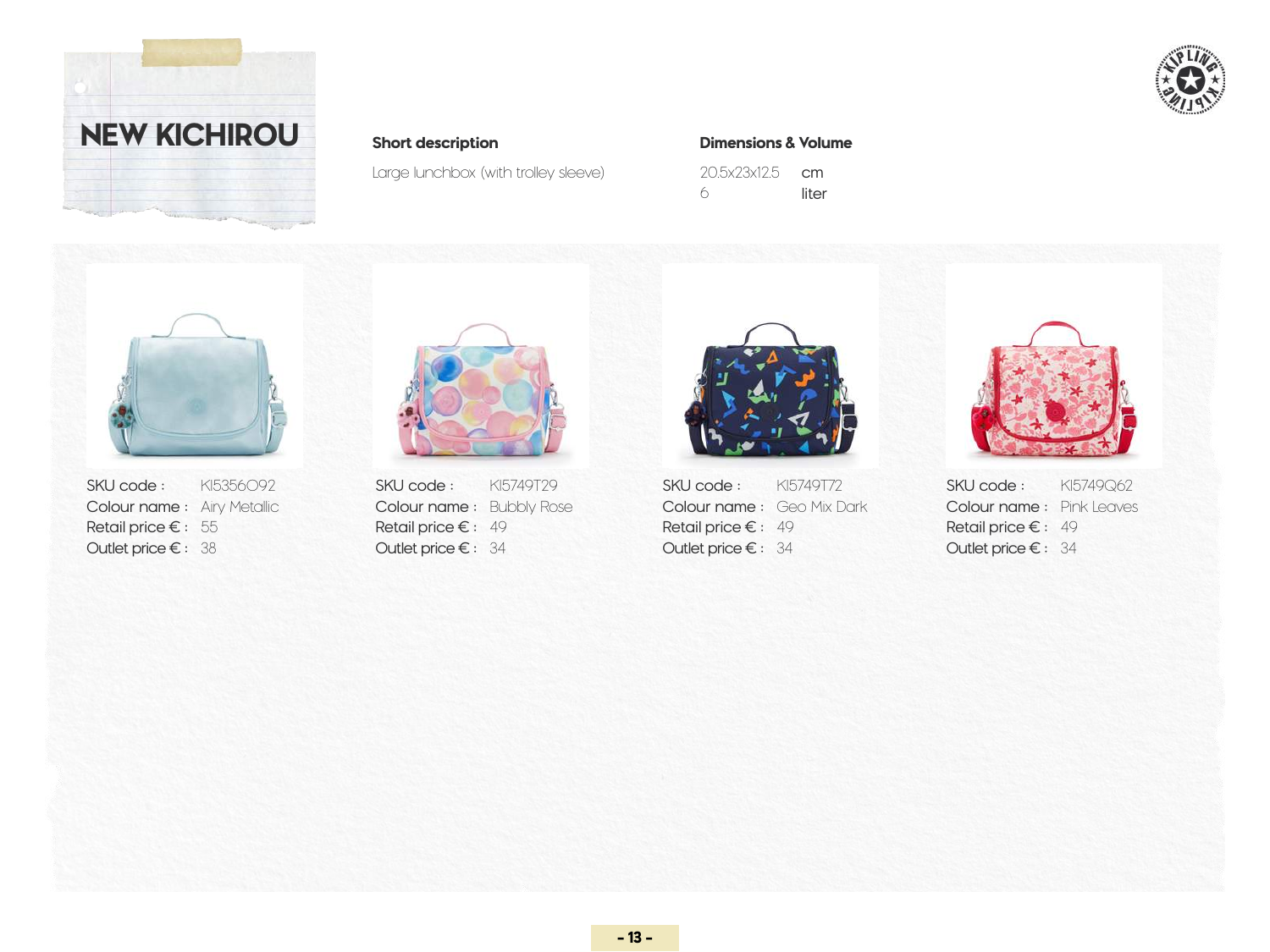# NEW KICHIROU

**Short description**

Large lunchbox (with trolley sleeve)

**Dimensions & Volume**

| | |
|---|---|
| 20.5x23x12.5 | cm |
| 6 | liter |

| SKU code : | KI5356O92 |
|---|---|
| Colour name : | Airy Metallic |
| Retail price € : | 55 |
| Outlet price € : | 38 |

| SKU code : | KI5749T29 |
|---|---|
| Colour name : | Bubbly Rose |
| Retail price € : | 49 |
| Outlet price € : | 34 |

| SKU code : | KI5749T72 |
|---|---|
| Colour name : | Geo Mix Dark |
| Retail price € : | 49 |
| Outlet price € : | 34 |

| SKU code : | KI5749Q62 |
|---|---|
| Colour name : | Pink Leaves |
| Retail price € : | 49 |
| Outlet price € : | 34 |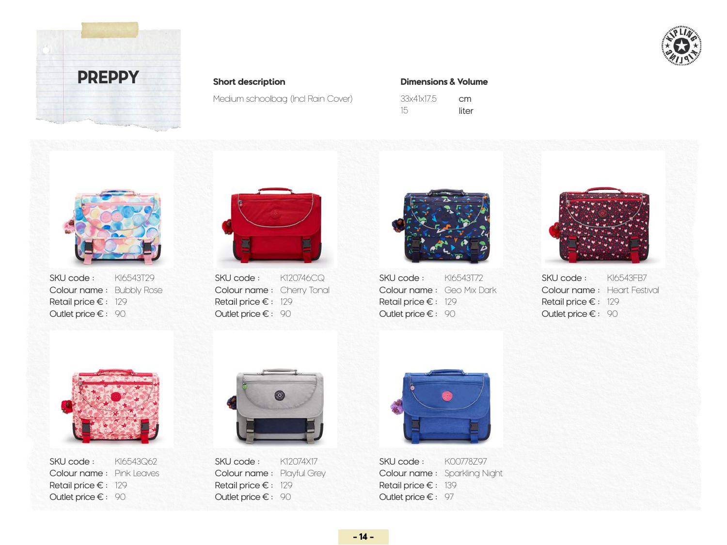# PREPPY

**Short description**

Medium schoolbag (Incl Rain Cover)

**Dimensions & Volume**

| | |
|---|---|
| 33x41x17.5 | cm |
| 15 | liter |

| SKU code | Colour name | Retail price € | Outlet price € |
|---|---|---|---|
| KI6543T29 | Bubbly Rose | 129 | 90 |
| KI20746CQ | Cherry Tonal | 129 | 90 |
| KI6543T72 | Geo Mix Dark | 129 | 90 |
| KI6543FB7 | Heart Festival | 129 | 90 |
| KI6543Q62 | Pink Leaves | 129 | 90 |
| KI2074X17 | Playful Grey | 129 | 90 |
| K00778Z97 | Sparkling Night | 139 | 97 |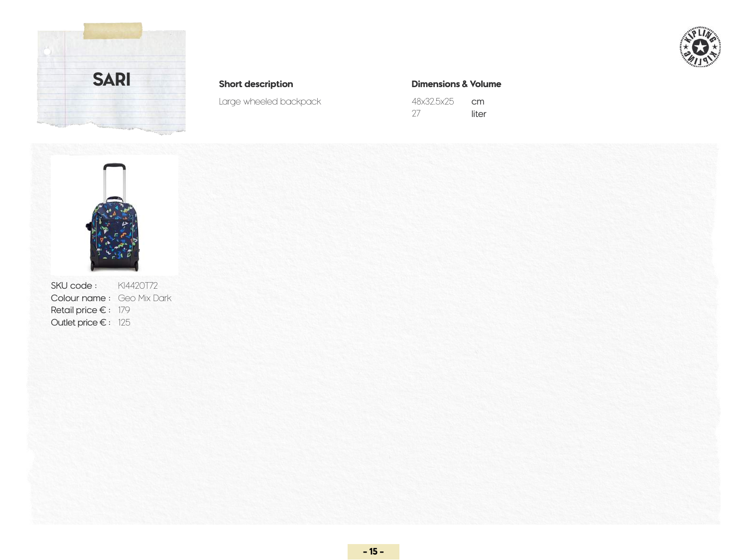# SARI

**Short description**

Large wheeled backpack

**Dimensions & Volume**

| | |
|---|---|
| 48x32.5x25 | cm |
| 27 | liter |

| | |
|---|---|
| SKU code : | KI4420T72 |
| Colour name : | Geo Mix Dark |
| Retail price € : | 179 |
| Outlet price € : | 125 |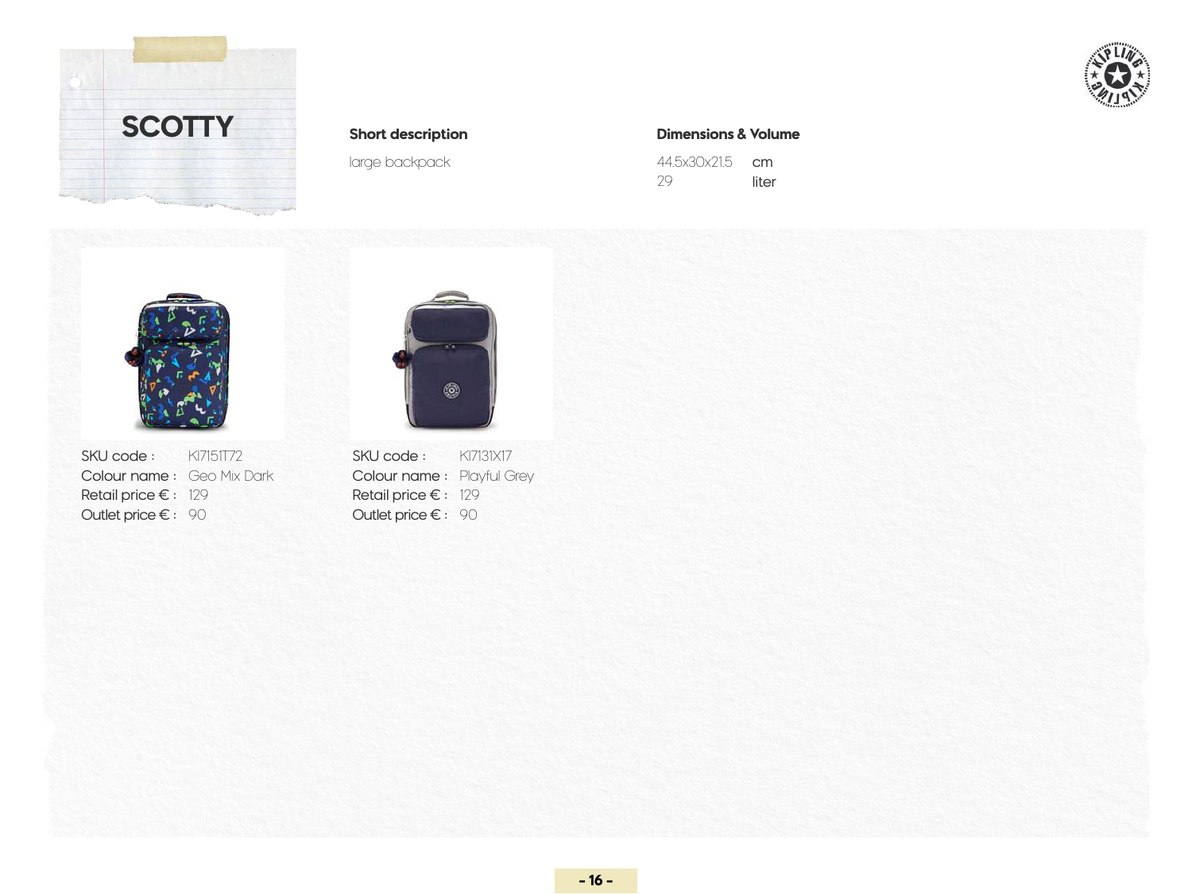# SCOTTY

**Short description**

large backpack

**Dimensions & Volume**

44.5x30x21.5 cm
29 liter

SKU code : KI7151T72
Colour name : Geo Mix Dark
Retail price € : 129
Outlet price € : 90

SKU code : KI7131X17
Colour name : Playful Grey
Retail price € : 129
Outlet price € : 90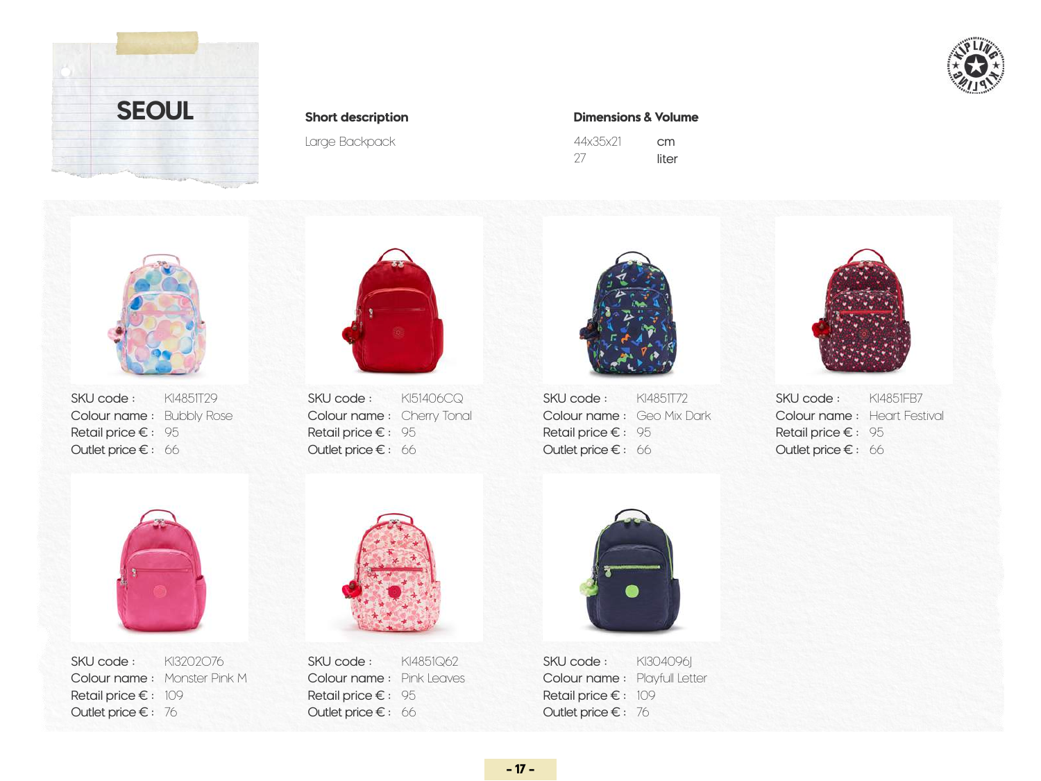# SEOUL

**Short description**

Large Backpack

**Dimensions & Volume**

44x35x21 cm
27 liter

| SKU code | Colour name | Retail price € | Outlet price € |
|---|---|---|---|
| KI4851T29 | Bubbly Rose | 95 | 66 |
| KI51406CQ | Cherry Tonal | 95 | 66 |
| KI4851T72 | Geo Mix Dark | 95 | 66 |
| KI4851FB7 | Heart Festival | 95 | 66 |
| KI3202O76 | Monster Pink M | 109 | 76 |
| KI4851Q62 | Pink Leaves | 95 | 66 |
| KI304096J | Playfull Letter | 109 | 76 |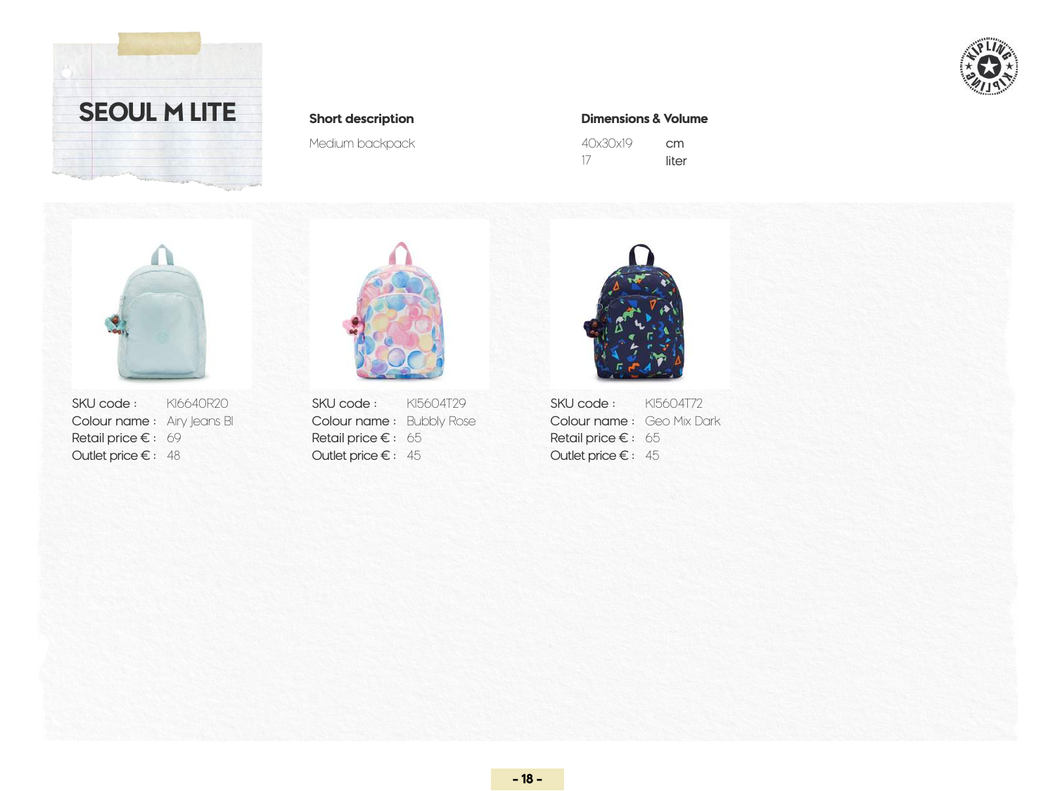# SEOUL M LITE

**Short description**

Medium backpack

**Dimensions & Volume**

| | |
|---|---|
| 40x30x19 | cm |
| 17 | liter |

| | | |
|---|---|---|
| SKU code : KI6640R20 | SKU code : KI5604T29 | SKU code : KI5604T72 |
| Colour name : Airy Jeans Bl | Colour name : Bubbly Rose | Colour name : Geo Mix Dark |
| Retail price € : 69 | Retail price € : 65 | Retail price € : 65 |
| Outlet price € : 48 | Outlet price € : 45 | Outlet price € : 45 |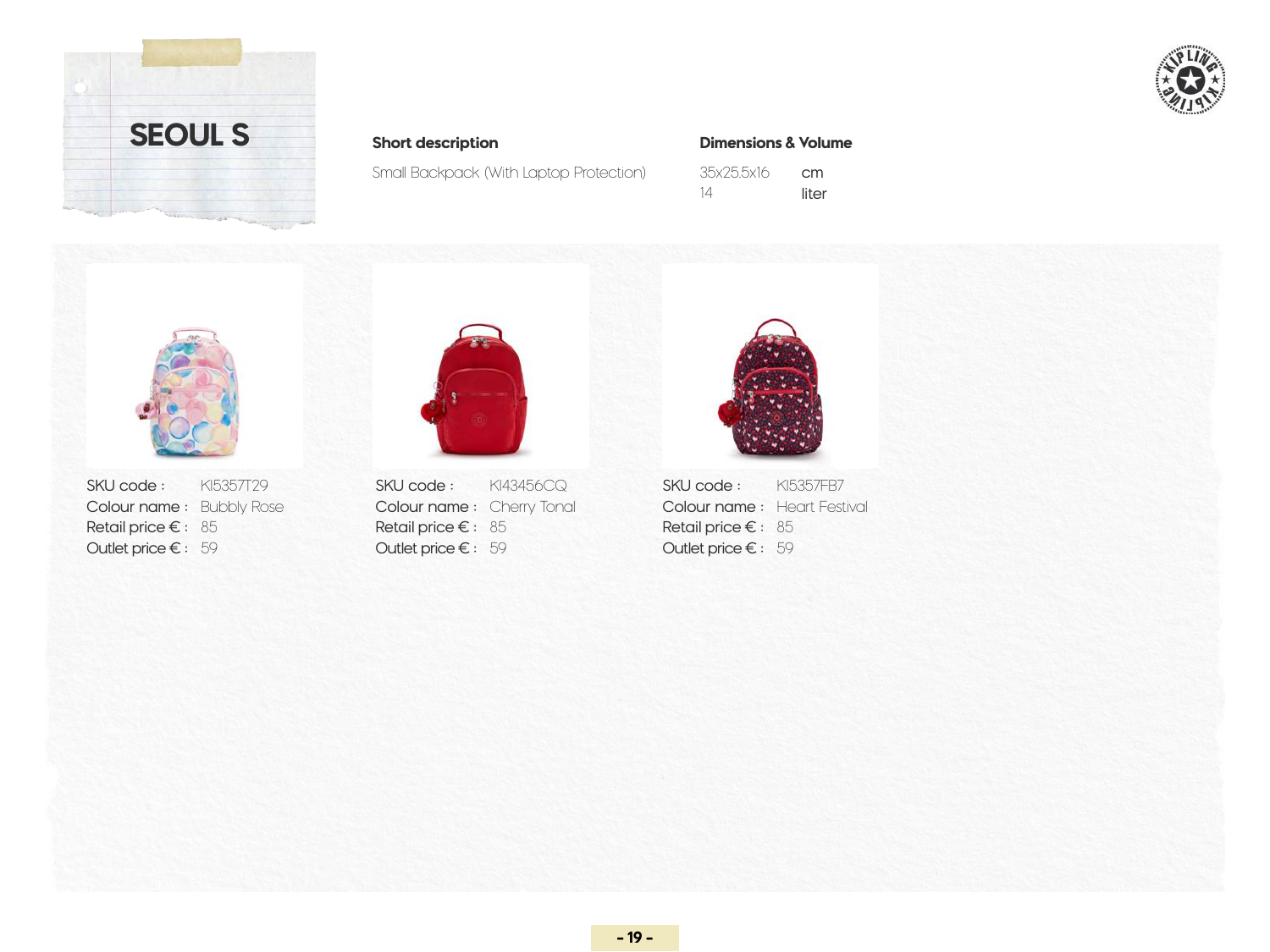# SEOUL S

**Short description**

Small Backpack (With Laptop Protection)

**Dimensions & Volume**

| | |
|---|---|
| 35x25.5x16 | cm |
| 14 | liter |

| | | |
|---|---|---|
| SKU code : KI5357T29 | SKU code : KI43456CQ | SKU code : KI5357FB7 |
| Colour name : Bubbly Rose | Colour name : Cherry Tonal | Colour name : Heart Festival |
| Retail price € : 85 | Retail price € : 85 | Retail price € : 85 |
| Outlet price € : 59 | Outlet price € : 59 | Outlet price € : 59 |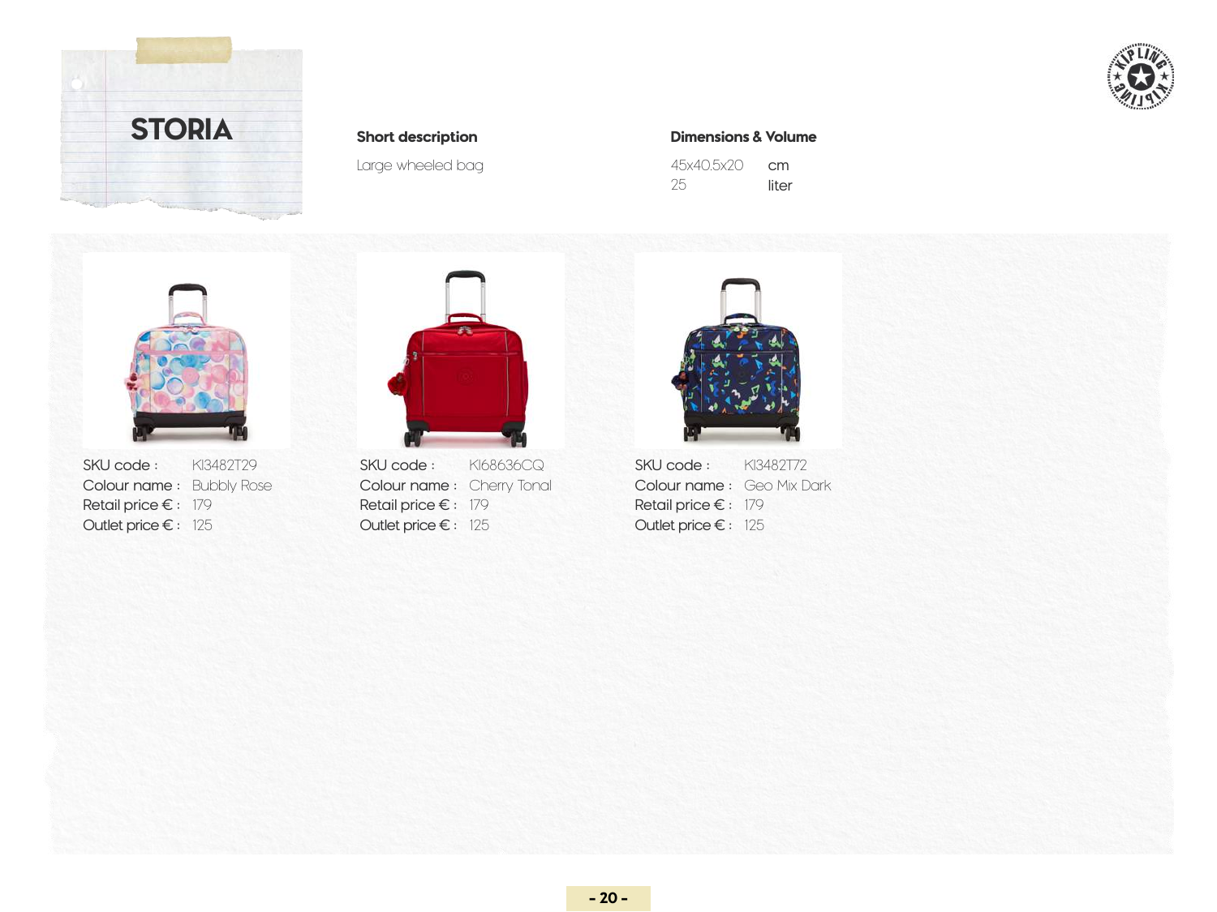# STORIA

**Short description**

Large wheeled bag

**Dimensions & Volume**

| | |
|---|---|
| 45x40.5x20 | cm |
| 25 | liter |

| | | |
|---|---|---|
| SKU code : | KI3482T29 | |
| Colour name : | Bubbly Rose | |
| Retail price € : | 179 | |
| Outlet price € : | 125 | |

| | |
|---|---|
| SKU code : | KI68636CQ |
| Colour name : | Cherry Tonal |
| Retail price € : | 179 |
| Outlet price € : | 125 |

| | |
|---|---|
| SKU code : | KI3482T72 |
| Colour name : | Geo Mix Dark |
| Retail price € : | 179 |
| Outlet price € : | 125 |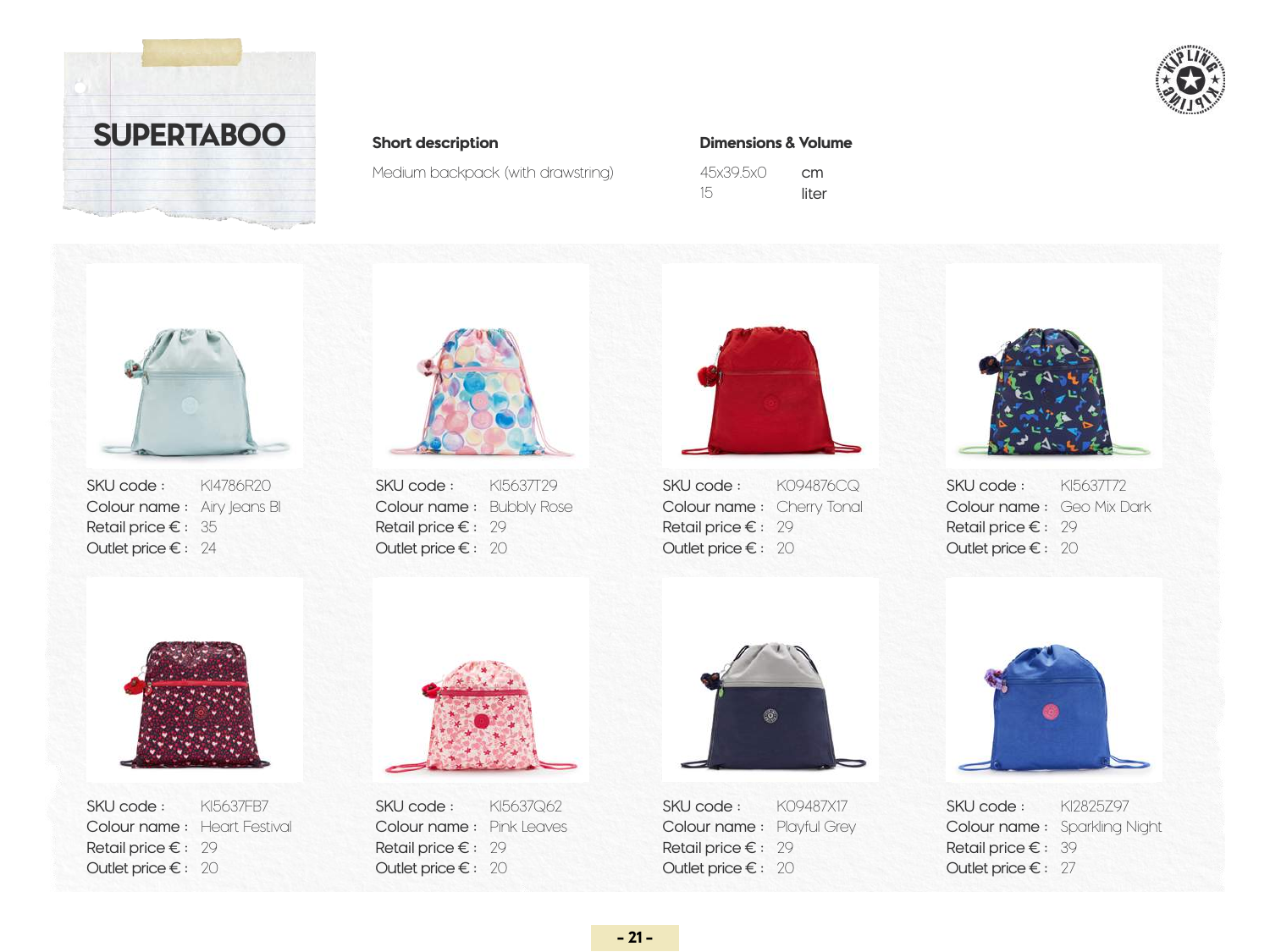# SUPERTABOO

**Short description**

Medium backpack (with drawstring)

**Dimensions & Volume**

| | |
|---|---|
| 45x39.5x0 | cm |
| 15 | liter |

| SKU code | Colour name | Retail price € | Outlet price € |
|---|---|---|---|
| KI4786R20 | Airy Jeans Bl | 35 | 24 |
| KI5637T29 | Bubbly Rose | 29 | 20 |
| K094876CQ | Cherry Tonal | 29 | 20 |
| KI5637T72 | Geo Mix Dark | 29 | 20 |
| KI5637FB7 | Heart Festival | 29 | 20 |
| KI5637Q62 | Pink Leaves | 29 | 20 |
| K09487X17 | Playful Grey | 29 | 20 |
| KI2825Z97 | Sparkling Night | 39 | 27 |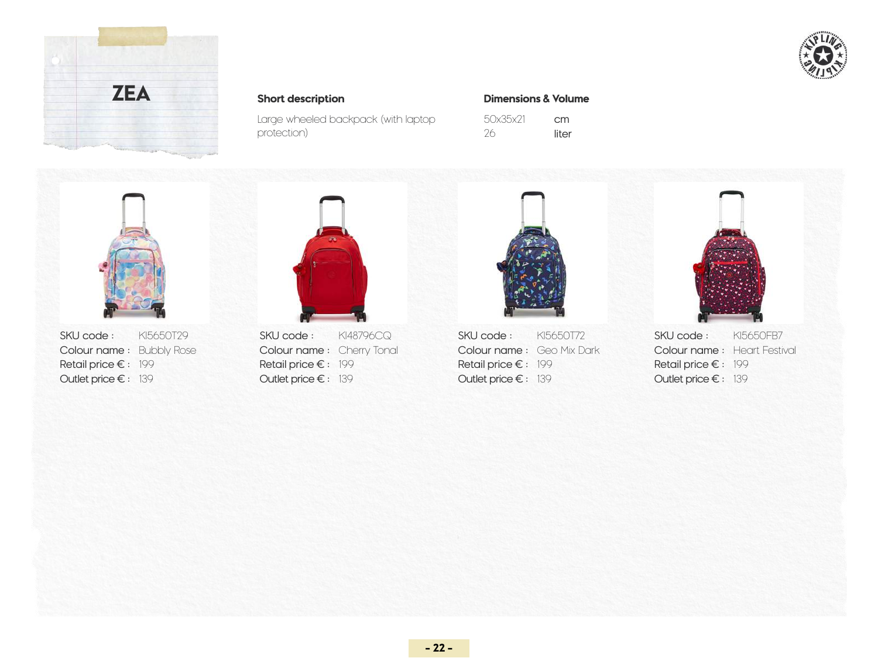# ZEA

**Short description**

Large wheeled backpack (with laptop protection)

**Dimensions & Volume**

| | |
|---|---|
| 50x35x21 | cm |
| 26 | liter |

| SKU code : | KI5650T29 |
|---|---|
| Colour name : | Bubbly Rose |
| Retail price € : | 199 |
| Outlet price € : | 139 |

| SKU code : | KI48796CQ |
|---|---|
| Colour name : | Cherry Tonal |
| Retail price € : | 199 |
| Outlet price € : | 139 |

| SKU code : | KI5650T72 |
|---|---|
| Colour name : | Geo Mix Dark |
| Retail price € : | 199 |
| Outlet price € : | 139 |

| SKU code : | KI5650FB7 |
|---|---|
| Colour name : | Heart Festival |
| Retail price € : | 199 |
| Outlet price € : | 139 |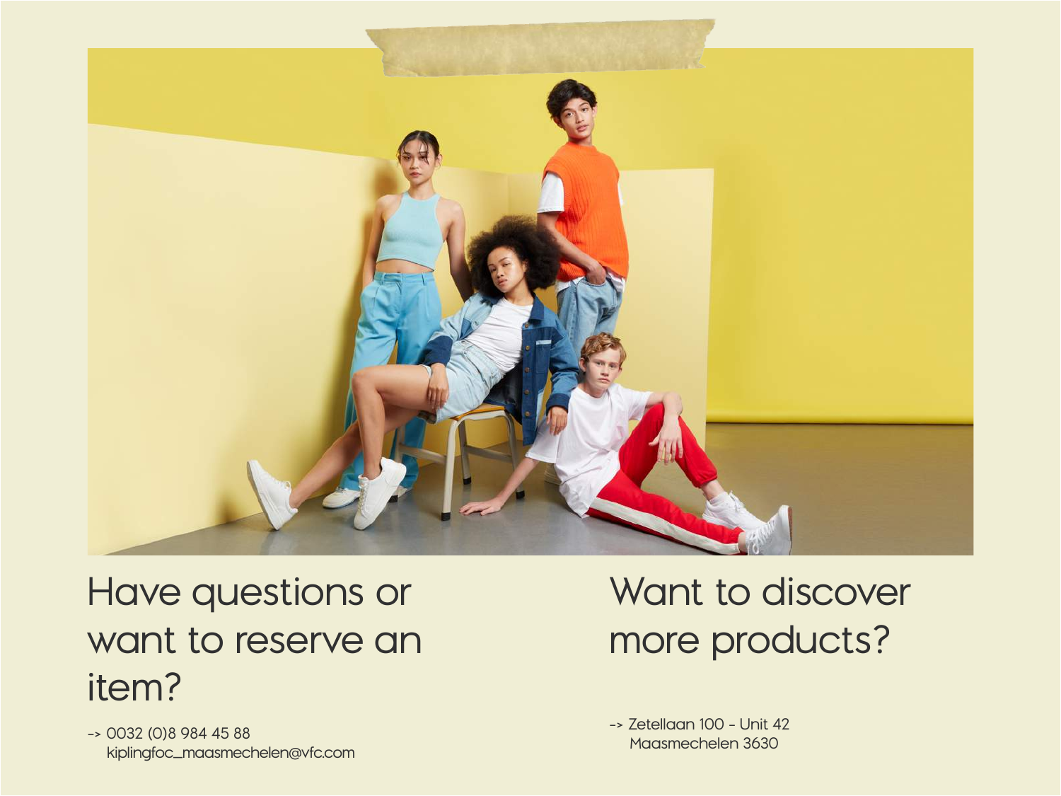## Have questions or want to reserve an item?

-> 0032 (0)8 984 45 88
kiplingfoc_maasmechelen@vfc.com

## Want to discover more products?

-> Zetellaan 100 - Unit 42
Maasmechelen 3630